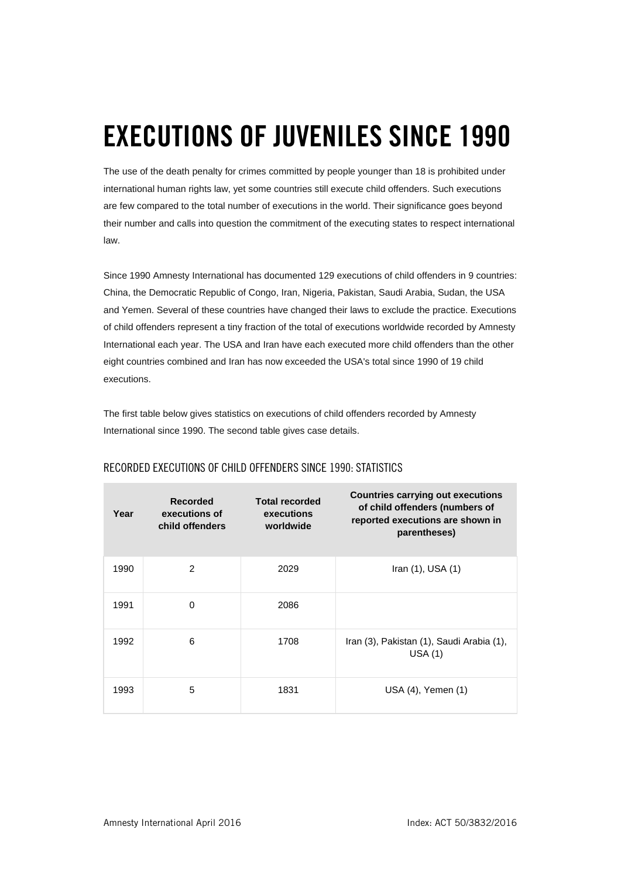# EXECUTIONS OF JUVENILES SINCE 1990

The use of the death penalty for crimes committed by people younger than 18 is prohibited under international human rights law, yet some countries still execute child offenders. Such executions are few compared to the total number of executions in the world. Their significance goes beyond their number and calls into question the commitment of the executing states to respect international law.

Since 1990 Amnesty International has documented 129 executions of child offenders in 9 countries: China, the Democratic Republic of Congo, Iran, Nigeria, Pakistan, Saudi Arabia, Sudan, the USA and Yemen. Several of these countries have changed their laws to exclude the practice. Executions of child offenders represent a tiny fraction of the total of executions worldwide recorded by Amnesty International each year. The USA and Iran have each executed more child offenders than the other eight countries combined and Iran has now exceeded the USA's total since 1990 of 19 child executions.

The first table below gives statistics on executions of child offenders recorded by Amnesty International since 1990. The second table gives case details.

## RECORDED EXECUTIONS OF CHILD OFFENDERS SINCE 1990: STATISTICS

| Year | Recorded executions of child offenders | Total recorded executions worldwide | Countries carrying out executions of child offenders (numbers of reported executions are shown in parentheses) |
|---|---|---|---|
| 1990 | 2 | 2029 | Iran (1), USA (1) |
| 1991 | 0 | 2086 | |
| 1992 | 6 | 1708 | Iran (3), Pakistan (1), Saudi Arabia (1), USA (1) |
| 1993 | 5 | 1831 | USA (4), Yemen (1) |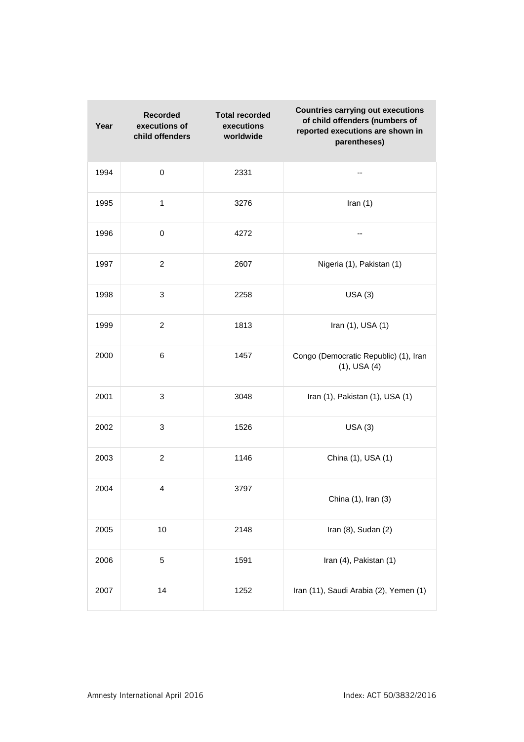| Year | Recorded executions of child offenders | Total recorded executions worldwide | Countries carrying out executions of child offenders (numbers of reported executions are shown in parentheses) |
| --- | --- | --- | --- |
| 1994 | 0 | 2331 | -- |
| 1995 | 1 | 3276 | Iran (1) |
| 1996 | 0 | 4272 | -- |
| 1997 | 2 | 2607 | Nigeria (1), Pakistan (1) |
| 1998 | 3 | 2258 | USA (3) |
| 1999 | 2 | 1813 | Iran (1), USA (1) |
| 2000 | 6 | 1457 | Congo (Democratic Republic) (1), Iran (1), USA (4) |
| 2001 | 3 | 3048 | Iran (1), Pakistan (1), USA (1) |
| 2002 | 3 | 1526 | USA (3) |
| 2003 | 2 | 1146 | China (1), USA (1) |
| 2004 | 4 | 3797 | China (1), Iran (3) |
| 2005 | 10 | 2148 | Iran (8), Sudan (2) |
| 2006 | 5 | 1591 | Iran (4), Pakistan (1) |
| 2007 | 14 | 1252 | Iran (11), Saudi Arabia (2), Yemen (1) |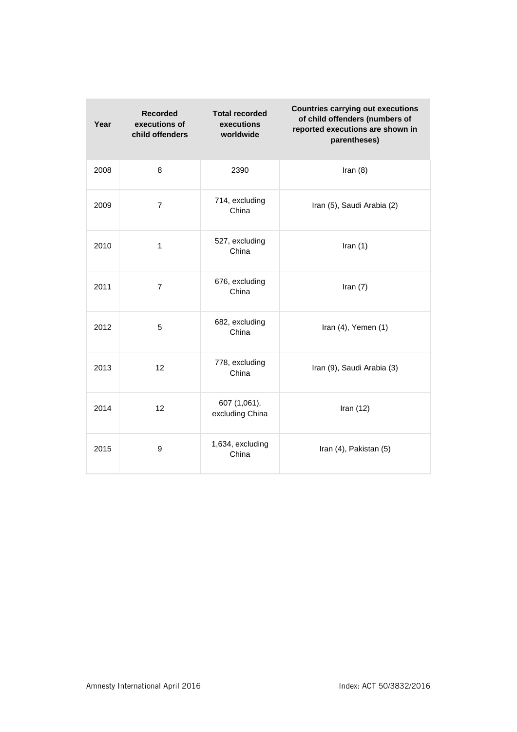| Year | Recorded executions of child offenders | Total recorded executions worldwide | Countries carrying out executions of child offenders (numbers of reported executions are shown in parentheses) |
|---|---|---|---|
| 2008 | 8 | 2390 | Iran (8) |
| 2009 | 7 | 714, excluding China | Iran (5), Saudi Arabia (2) |
| 2010 | 1 | 527, excluding China | Iran (1) |
| 2011 | 7 | 676, excluding China | Iran (7) |
| 2012 | 5 | 682, excluding China | Iran (4), Yemen (1) |
| 2013 | 12 | 778, excluding China | Iran (9), Saudi Arabia (3) |
| 2014 | 12 | 607 (1,061), excluding China | Iran (12) |
| 2015 | 9 | 1,634, excluding China | Iran (4), Pakistan (5) |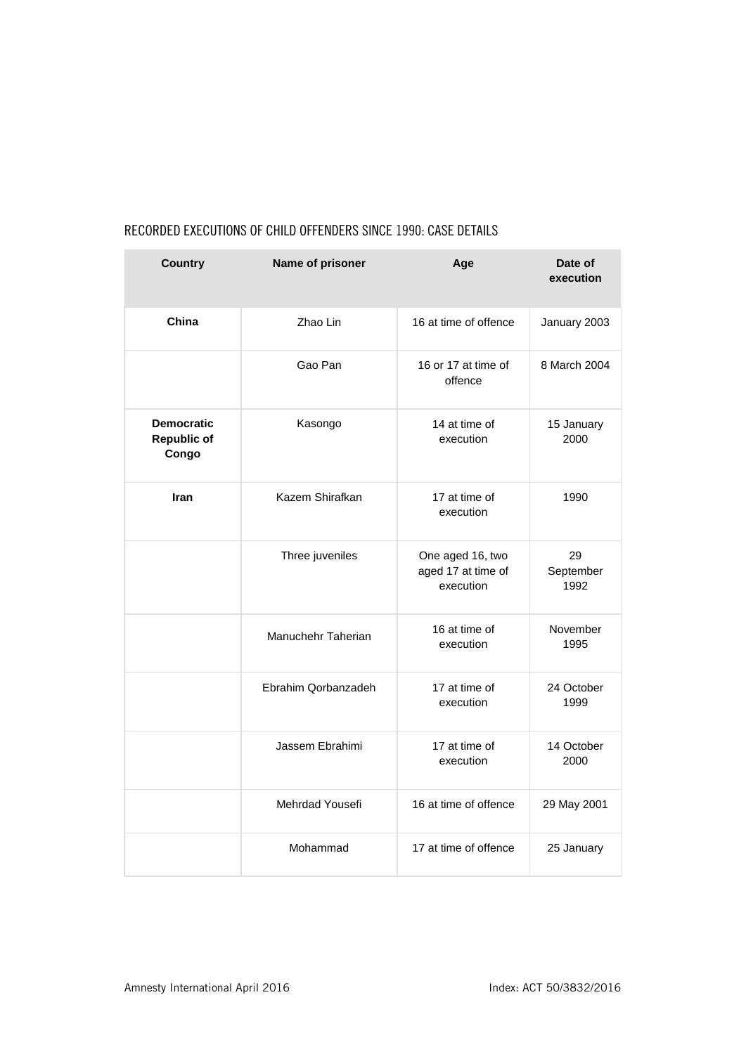## RECORDED EXECUTIONS OF CHILD OFFENDERS SINCE 1990: CASE DETAILS

| Country | Name of prisoner | Age | Date of execution |
|---|---|---|---|
| **China** | Zhao Lin | 16 at time of offence | January 2003 |
| | Gao Pan | 16 or 17 at time of offence | 8 March 2004 |
| **Democratic Republic of Congo** | Kasongo | 14 at time of execution | 15 January 2000 |
| **Iran** | Kazem Shirafkan | 17 at time of execution | 1990 |
| | Three juveniles | One aged 16, two aged 17 at time of execution | 29 September 1992 |
| | Manuchehr Taherian | 16 at time of execution | November 1995 |
| | Ebrahim Qorbanzadeh | 17 at time of execution | 24 October 1999 |
| | Jassem Ebrahimi | 17 at time of execution | 14 October 2000 |
| | Mehrdad Yousefi | 16 at time of offence | 29 May 2001 |
| | Mohammad | 17 at time of offence | 25 January |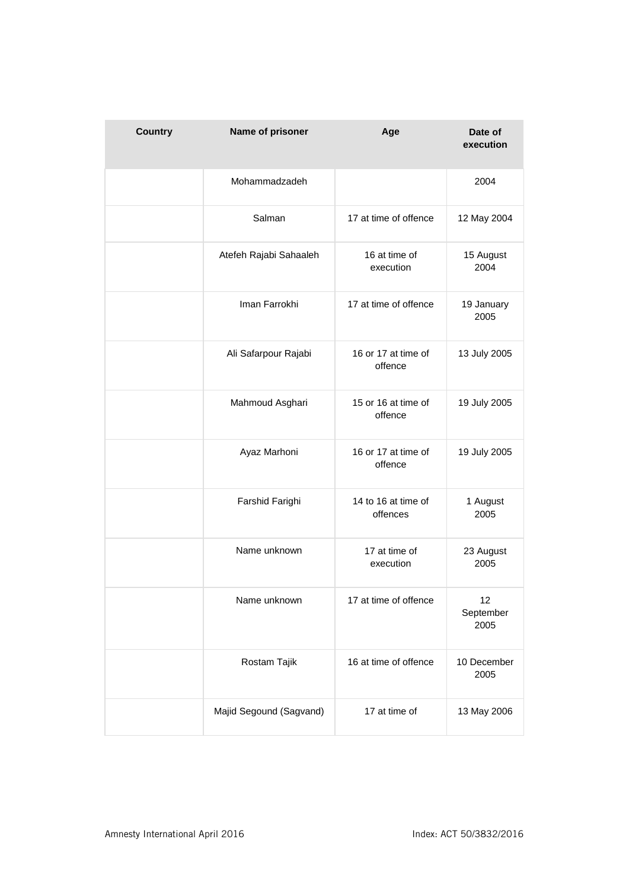| Country | Name of prisoner | Age | Date of execution |
| --- | --- | --- | --- |
| | Mohammadzadeh | | 2004 |
| | Salman | 17 at time of offence | 12 May 2004 |
| | Atefeh Rajabi Sahaaleh | 16 at time of execution | 15 August 2004 |
| | Iman Farrokhi | 17 at time of offence | 19 January 2005 |
| | Ali Safarpour Rajabi | 16 or 17 at time of offence | 13 July 2005 |
| | Mahmoud Asghari | 15 or 16 at time of offence | 19 July 2005 |
| | Ayaz Marhoni | 16 or 17 at time of offence | 19 July 2005 |
| | Farshid Farighi | 14 to 16 at time of offences | 1 August 2005 |
| | Name unknown | 17 at time of execution | 23 August 2005 |
| | Name unknown | 17 at time of offence | 12 September 2005 |
| | Rostam Tajik | 16 at time of offence | 10 December 2005 |
| | Majid Segound (Sagvand) | 17 at time of | 13 May 2006 |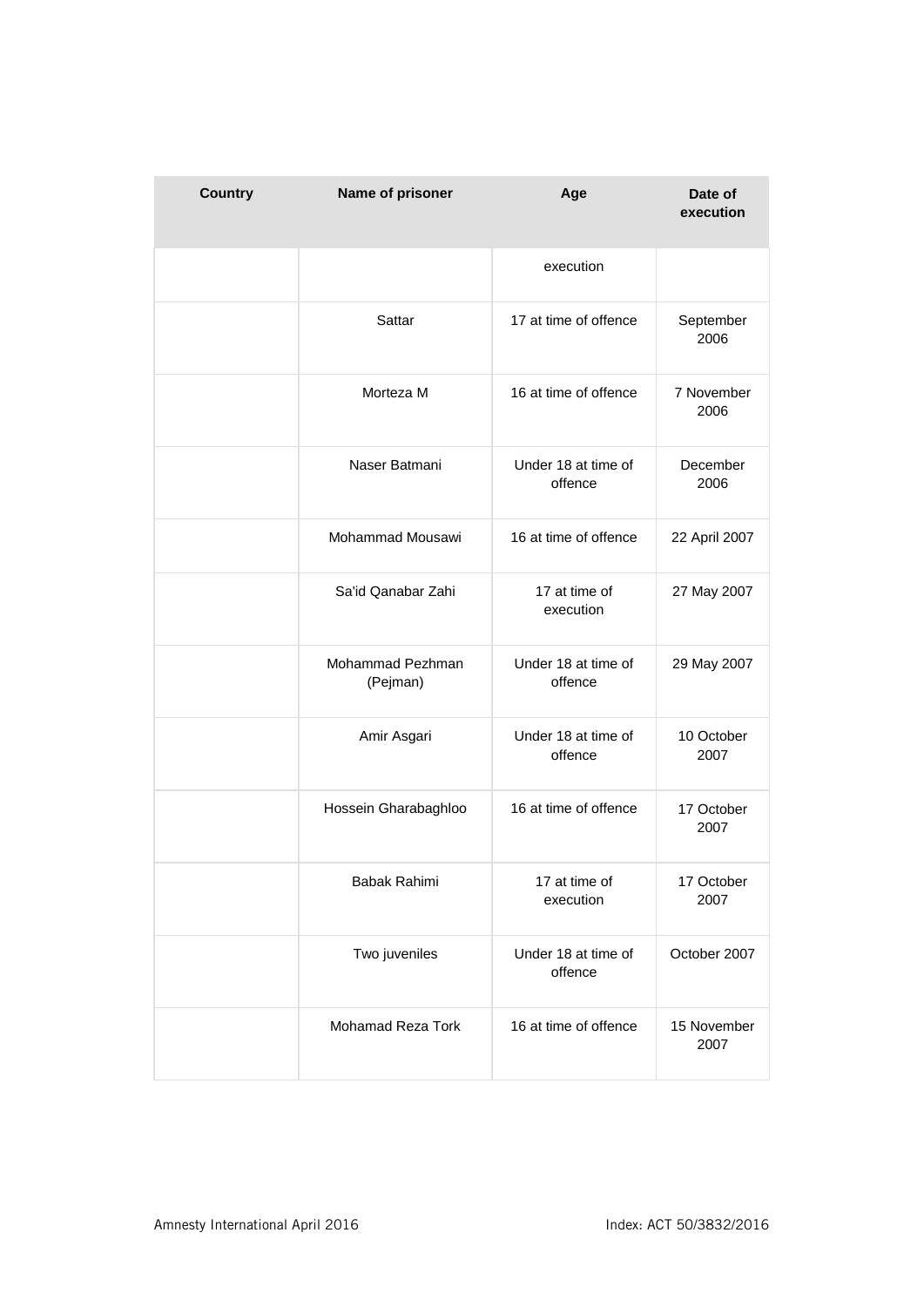| Country | Name of prisoner | Age | Date of execution |
|---|---|---|---|
| | | execution | |
| | Sattar | 17 at time of offence | September 2006 |
| | Morteza M | 16 at time of offence | 7 November 2006 |
| | Naser Batmani | Under 18 at time of offence | December 2006 |
| | Mohammad Mousawi | 16 at time of offence | 22 April 2007 |
| | Sa'id Qanabar Zahi | 17 at time of execution | 27 May 2007 |
| | Mohammad Pezhman (Pejman) | Under 18 at time of offence | 29 May 2007 |
| | Amir Asgari | Under 18 at time of offence | 10 October 2007 |
| | Hossein Gharabaghloo | 16 at time of offence | 17 October 2007 |
| | Babak Rahimi | 17 at time of execution | 17 October 2007 |
| | Two juveniles | Under 18 at time of offence | October 2007 |
| | Mohamad Reza Tork | 16 at time of offence | 15 November 2007 |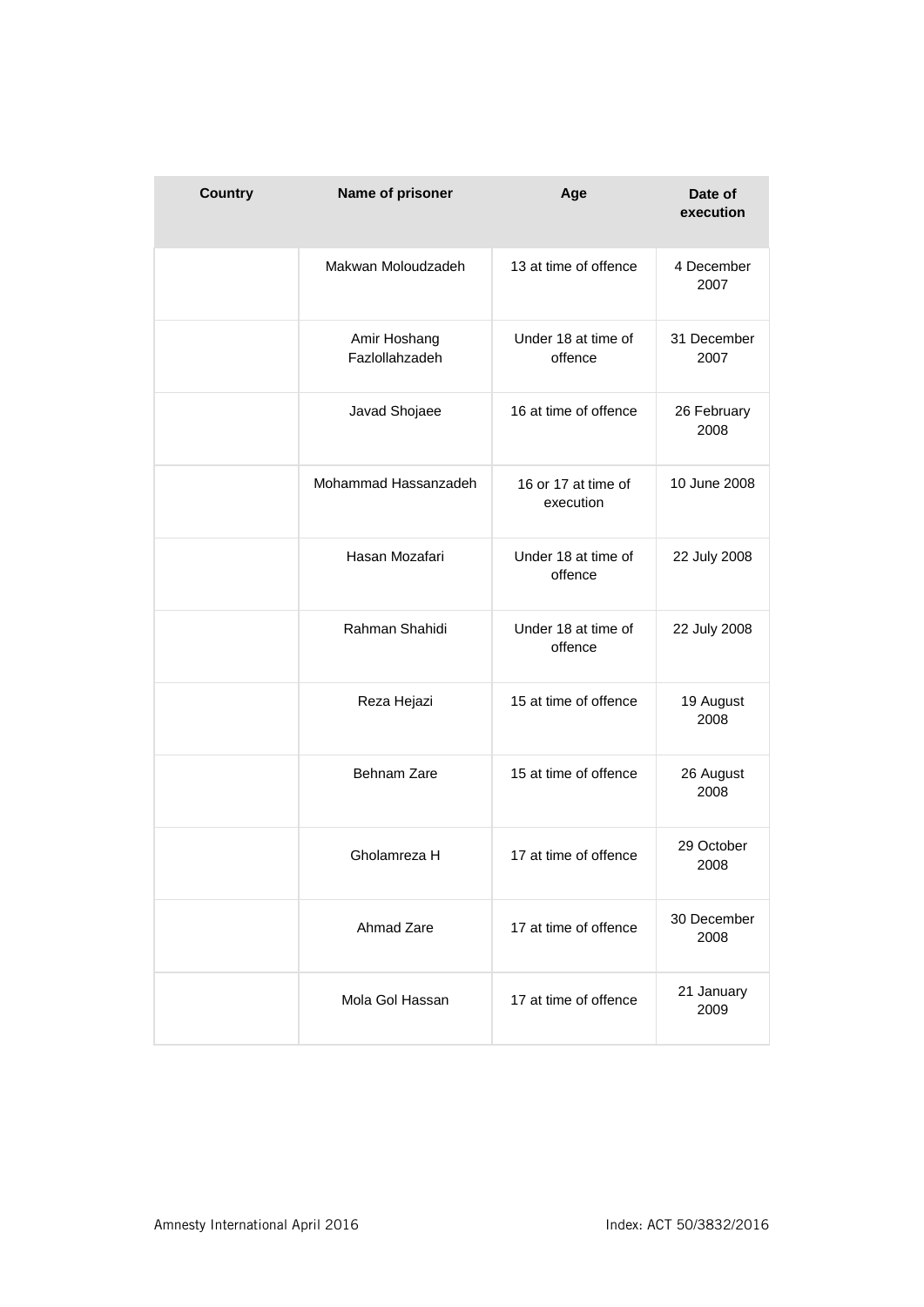| Country | Name of prisoner | Age | Date of execution |
|---|---|---|---|
| | Makwan Moloudzadeh | 13 at time of offence | 4 December 2007 |
| | Amir Hoshang Fazlollahzadeh | Under 18 at time of offence | 31 December 2007 |
| | Javad Shojaee | 16 at time of offence | 26 February 2008 |
| | Mohammad Hassanzadeh | 16 or 17 at time of execution | 10 June 2008 |
| | Hasan Mozafari | Under 18 at time of offence | 22 July 2008 |
| | Rahman Shahidi | Under 18 at time of offence | 22 July 2008 |
| | Reza Hejazi | 15 at time of offence | 19 August 2008 |
| | Behnam Zare | 15 at time of offence | 26 August 2008 |
| | Gholamreza H | 17 at time of offence | 29 October 2008 |
| | Ahmad Zare | 17 at time of offence | 30 December 2008 |
| | Mola Gol Hassan | 17 at time of offence | 21 January 2009 |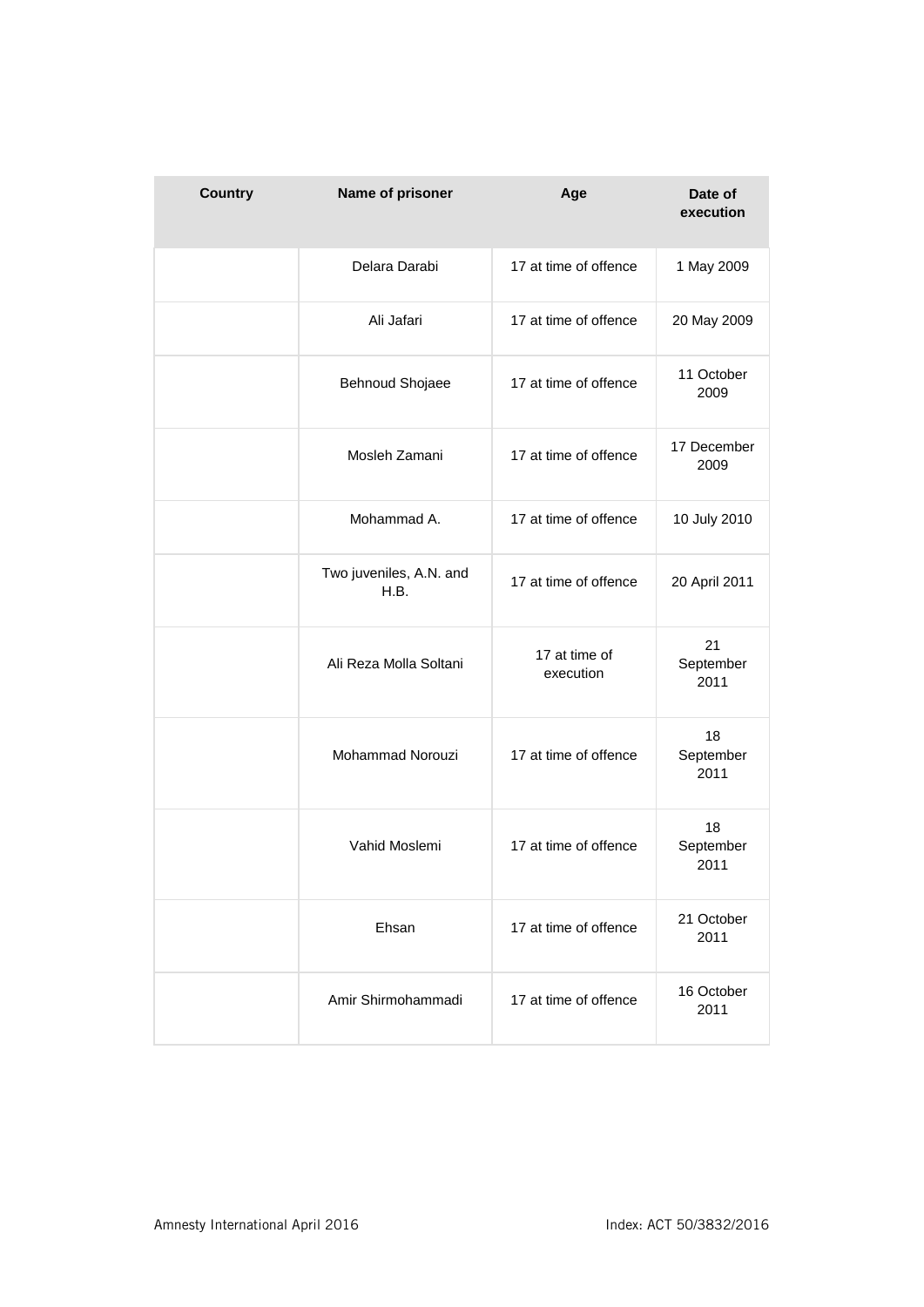| Country | Name of prisoner | Age | Date of execution |
|---|---|---|---|
| | Delara Darabi | 17 at time of offence | 1 May 2009 |
| | Ali Jafari | 17 at time of offence | 20 May 2009 |
| | Behnoud Shojaee | 17 at time of offence | 11 October 2009 |
| | Mosleh Zamani | 17 at time of offence | 17 December 2009 |
| | Mohammad A. | 17 at time of offence | 10 July 2010 |
| | Two juveniles, A.N. and H.B. | 17 at time of offence | 20 April 2011 |
| | Ali Reza Molla Soltani | 17 at time of execution | 21 September 2011 |
| | Mohammad Norouzi | 17 at time of offence | 18 September 2011 |
| | Vahid Moslemi | 17 at time of offence | 18 September 2011 |
| | Ehsan | 17 at time of offence | 21 October 2011 |
| | Amir Shirmohammadi | 17 at time of offence | 16 October 2011 |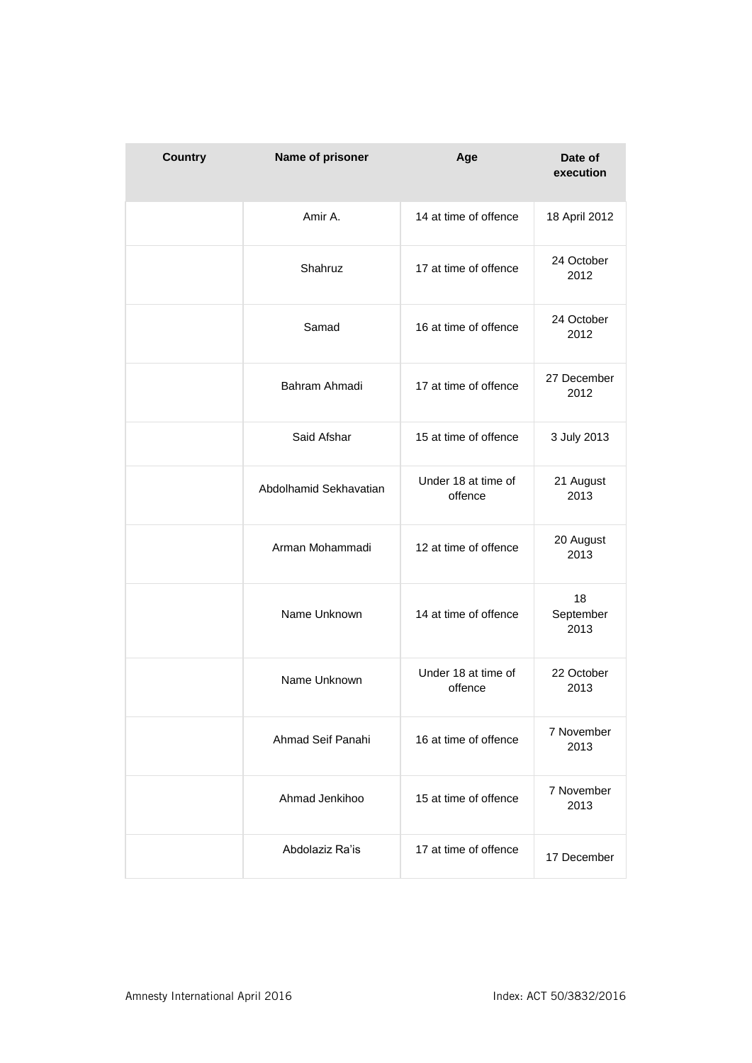| Country | Name of prisoner | Age | Date of execution |
| --- | --- | --- | --- |
| | Amir A. | 14 at time of offence | 18 April 2012 |
| | Shahruz | 17 at time of offence | 24 October 2012 |
| | Samad | 16 at time of offence | 24 October 2012 |
| | Bahram Ahmadi | 17 at time of offence | 27 December 2012 |
| | Said Afshar | 15 at time of offence | 3 July 2013 |
| | Abdolhamid Sekhavatian | Under 18 at time of offence | 21 August 2013 |
| | Arman Mohammadi | 12 at time of offence | 20 August 2013 |
| | Name Unknown | 14 at time of offence | 18 September 2013 |
| | Name Unknown | Under 18 at time of offence | 22 October 2013 |
| | Ahmad Seif Panahi | 16 at time of offence | 7 November 2013 |
| | Ahmad Jenkihoo | 15 at time of offence | 7 November 2013 |
| | Abdolaziz Ra'is | 17 at time of offence | 17 December |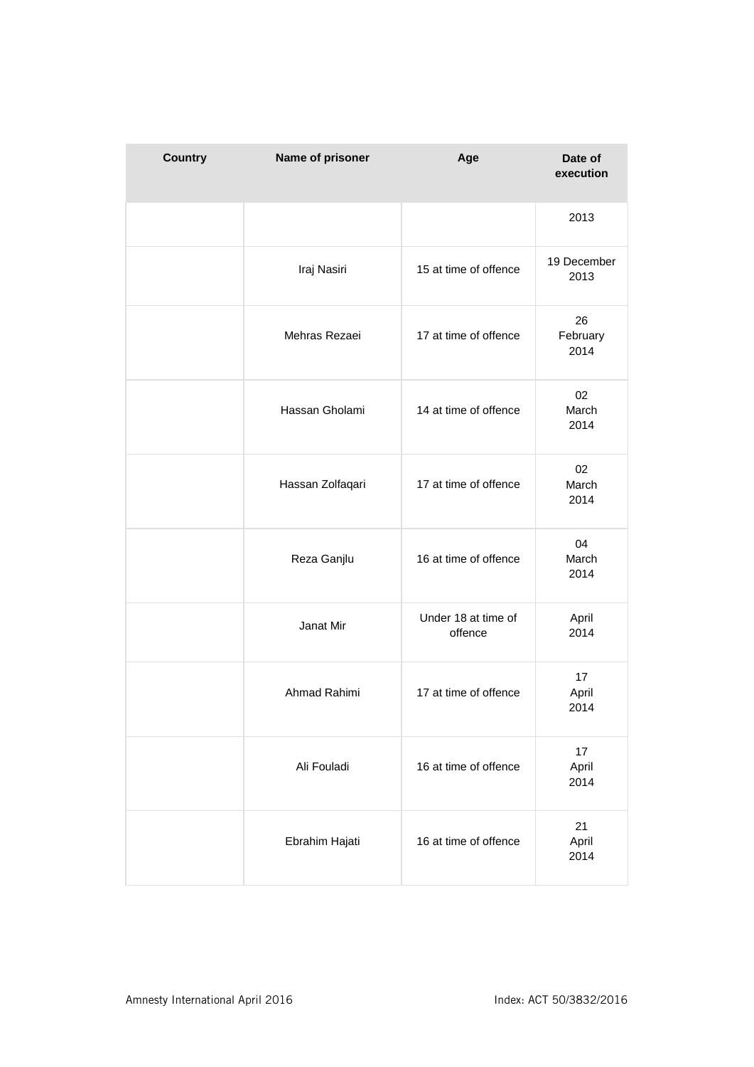| Country | Name of prisoner | Age | Date of execution |
| --- | --- | --- | --- |
| | | | 2013 |
| | Iraj Nasiri | 15 at time of offence | 19 December 2013 |
| | Mehras Rezaei | 17 at time of offence | 26 February 2014 |
| | Hassan Gholami | 14 at time of offence | 02 March 2014 |
| | Hassan Zolfaqari | 17 at time of offence | 02 March 2014 |
| | Reza Ganjlu | 16 at time of offence | 04 March 2014 |
| | Janat Mir | Under 18 at time of offence | April 2014 |
| | Ahmad Rahimi | 17 at time of offence | 17 April 2014 |
| | Ali Fouladi | 16 at time of offence | 17 April 2014 |
| | Ebrahim Hajati | 16 at time of offence | 21 April 2014 |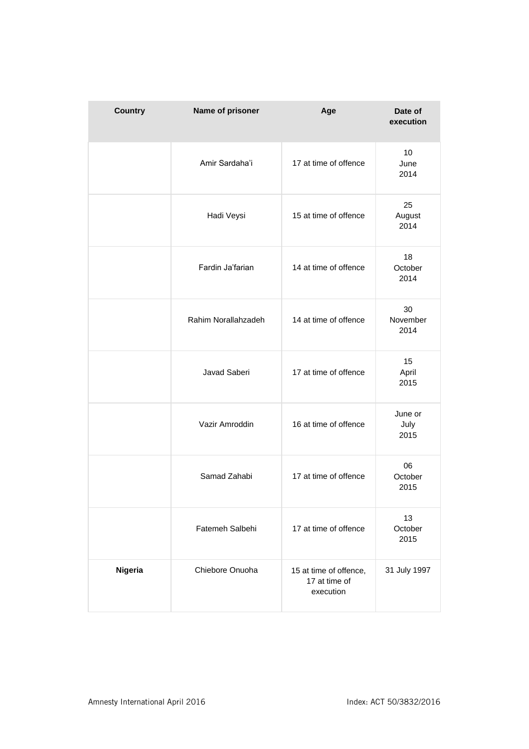| Country | Name of prisoner | Age | Date of execution |
| --- | --- | --- | --- |
| | Amir Sardaha'i | 17 at time of offence | 10 June 2014 |
| | Hadi Veysi | 15 at time of offence | 25 August 2014 |
| | Fardin Ja'farian | 14 at time of offence | 18 October 2014 |
| | Rahim Norallahzadeh | 14 at time of offence | 30 November 2014 |
| | Javad Saberi | 17 at time of offence | 15 April 2015 |
| | Vazir Amroddin | 16 at time of offence | June or July 2015 |
| | Samad Zahabi | 17 at time of offence | 06 October 2015 |
| | Fatemeh Salbehi | 17 at time of offence | 13 October 2015 |
| **Nigeria** | Chiebore Onuoha | 15 at time of offence, 17 at time of execution | 31 July 1997 |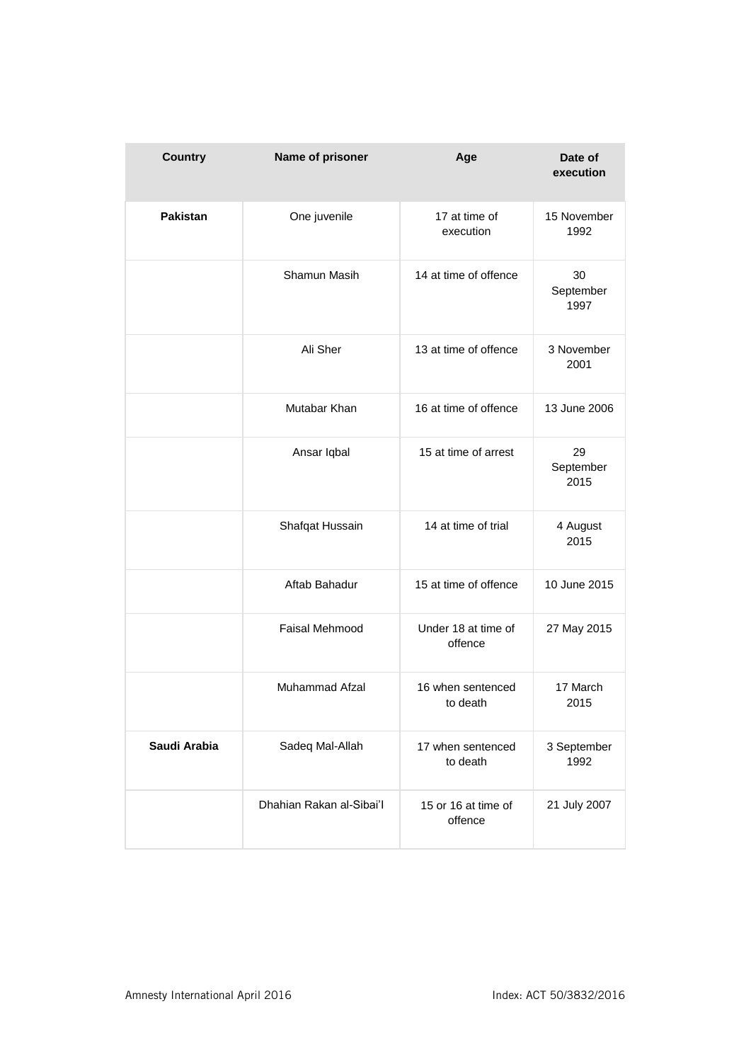| Country | Name of prisoner | Age | Date of execution |
|---|---|---|---|
| **Pakistan** | One juvenile | 17 at time of execution | 15 November 1992 |
| | Shamun Masih | 14 at time of offence | 30 September 1997 |
| | Ali Sher | 13 at time of offence | 3 November 2001 |
| | Mutabar Khan | 16 at time of offence | 13 June 2006 |
| | Ansar Iqbal | 15 at time of arrest | 29 September 2015 |
| | Shafqat Hussain | 14 at time of trial | 4 August 2015 |
| | Aftab Bahadur | 15 at time of offence | 10 June 2015 |
| | Faisal Mehmood | Under 18 at time of offence | 27 May 2015 |
| | Muhammad Afzal | 16 when sentenced to death | 17 March 2015 |
| **Saudi Arabia** | Sadeq Mal-Allah | 17 when sentenced to death | 3 September 1992 |
| | Dhahian Rakan al-Sibai'l | 15 or 16 at time of offence | 21 July 2007 |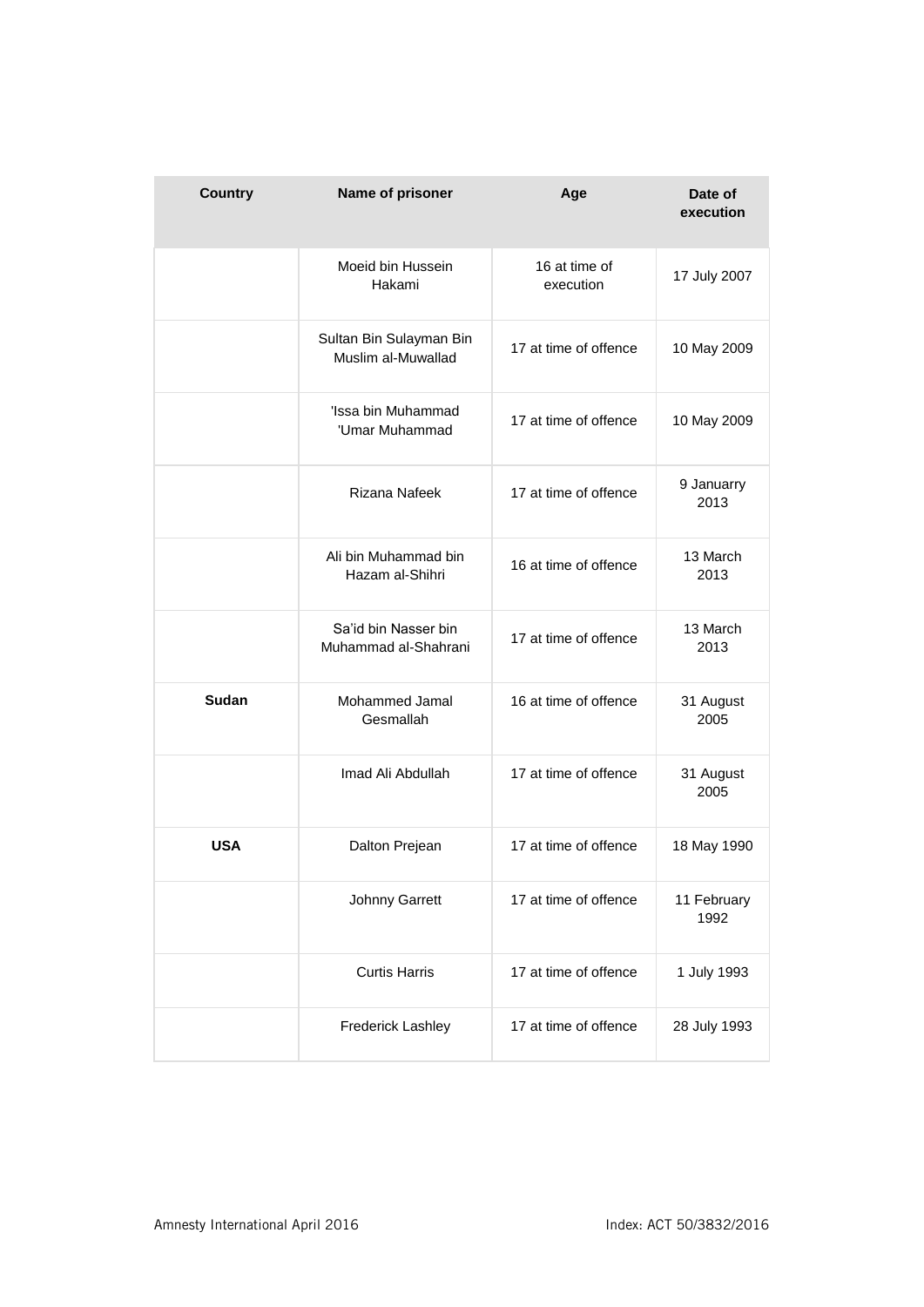| Country | Name of prisoner | Age | Date of execution |
|---|---|---|---|
| | Moeid bin Hussein Hakami | 16 at time of execution | 17 July 2007 |
| | Sultan Bin Sulayman Bin Muslim al-Muwallad | 17 at time of offence | 10 May 2009 |
| | 'Issa bin Muhammad 'Umar Muhammad | 17 at time of offence | 10 May 2009 |
| | Rizana Nafeek | 17 at time of offence | 9 Januarry 2013 |
| | Ali bin Muhammad bin Hazam al-Shihri | 16 at time of offence | 13 March 2013 |
| | Sa'id bin Nasser bin Muhammad al-Shahrani | 17 at time of offence | 13 March 2013 |
| **Sudan** | Mohammed Jamal Gesmallah | 16 at time of offence | 31 August 2005 |
| | Imad Ali Abdullah | 17 at time of offence | 31 August 2005 |
| **USA** | Dalton Prejean | 17 at time of offence | 18 May 1990 |
| | Johnny Garrett | 17 at time of offence | 11 February 1992 |
| | Curtis Harris | 17 at time of offence | 1 July 1993 |
| | Frederick Lashley | 17 at time of offence | 28 July 1993 |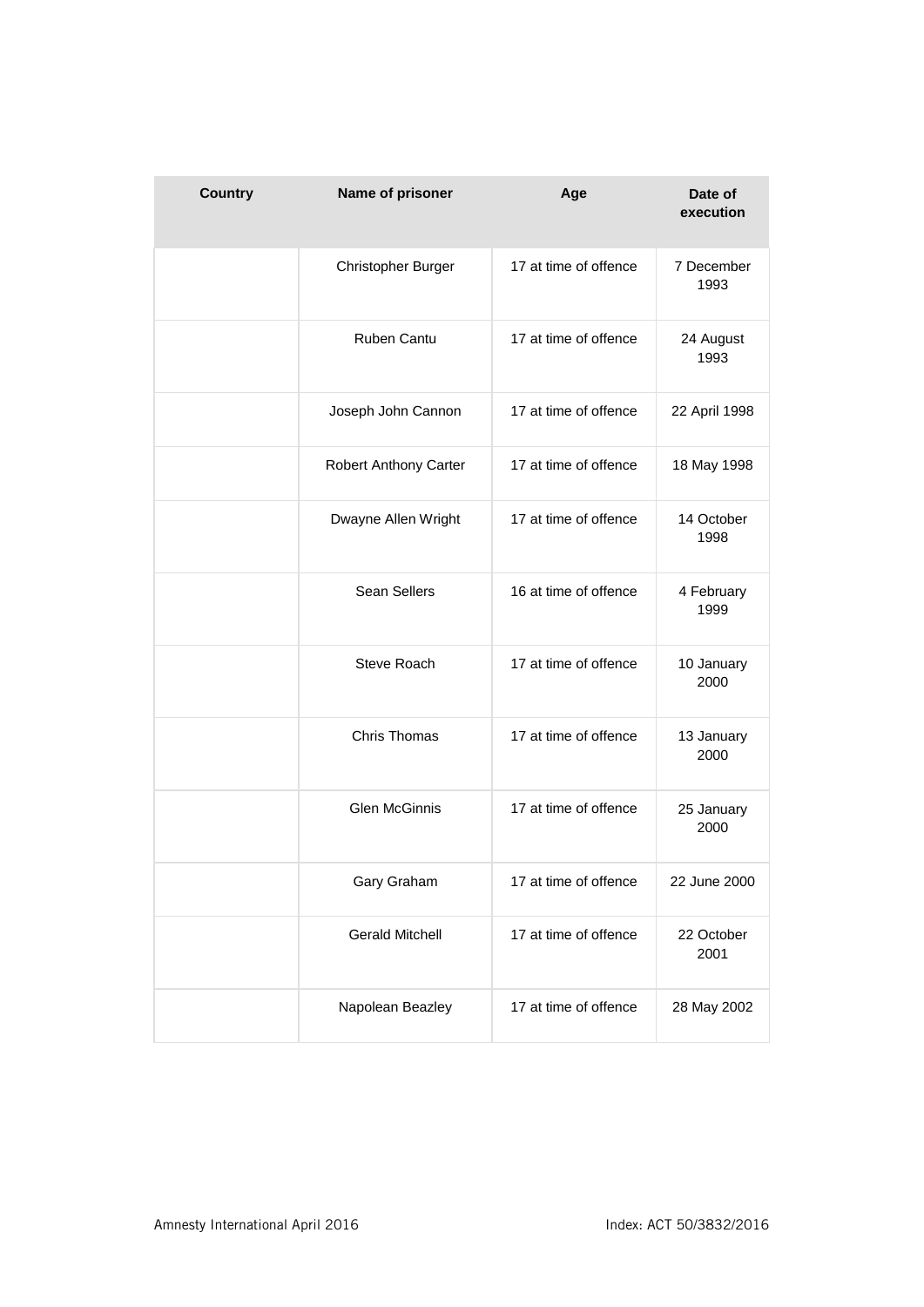| Country | Name of prisoner | Age | Date of execution |
|---|---|---|---|
| | Christopher Burger | 17 at time of offence | 7 December 1993 |
| | Ruben Cantu | 17 at time of offence | 24 August 1993 |
| | Joseph John Cannon | 17 at time of offence | 22 April 1998 |
| | Robert Anthony Carter | 17 at time of offence | 18 May 1998 |
| | Dwayne Allen Wright | 17 at time of offence | 14 October 1998 |
| | Sean Sellers | 16 at time of offence | 4 February 1999 |
| | Steve Roach | 17 at time of offence | 10 January 2000 |
| | Chris Thomas | 17 at time of offence | 13 January 2000 |
| | Glen McGinnis | 17 at time of offence | 25 January 2000 |
| | Gary Graham | 17 at time of offence | 22 June 2000 |
| | Gerald Mitchell | 17 at time of offence | 22 October 2001 |
| | Napolean Beazley | 17 at time of offence | 28 May 2002 |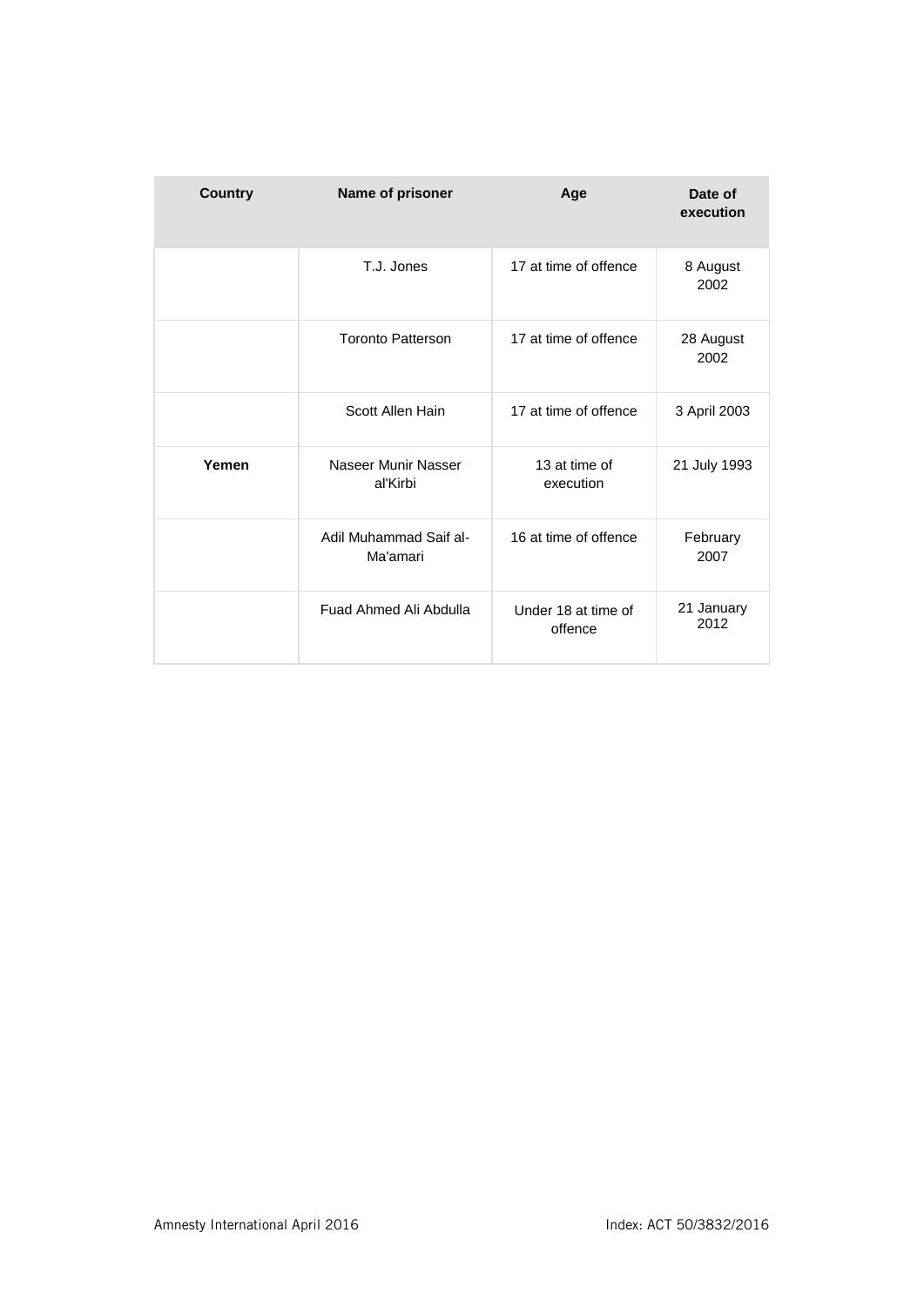| Country | Name of prisoner | Age | Date of execution |
|---|---|---|---|
| | T.J. Jones | 17 at time of offence | 8 August 2002 |
| | Toronto Patterson | 17 at time of offence | 28 August 2002 |
| | Scott Allen Hain | 17 at time of offence | 3 April 2003 |
| **Yemen** | Naseer Munir Nasser al'Kirbi | 13 at time of execution | 21 July 1993 |
| | Adil Muhammad Saif al-Ma'amari | 16 at time of offence | February 2007 |
| | Fuad Ahmed Ali Abdulla | Under 18 at time of offence | 21 January 2012 |